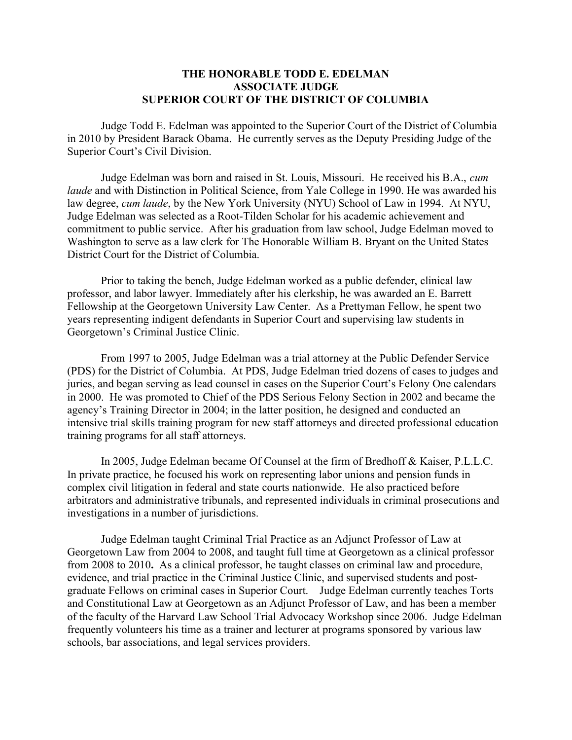# THE HONORABLE TODD E. EDELMAN
## ASSOCIATE JUDGE
## SUPERIOR COURT OF THE DISTRICT OF COLUMBIA

Judge Todd E. Edelman was appointed to the Superior Court of the District of Columbia in 2010 by President Barack Obama. He currently serves as the Deputy Presiding Judge of the Superior Court's Civil Division.

Judge Edelman was born and raised in St. Louis, Missouri. He received his B.A., *cum laude* and with Distinction in Political Science, from Yale College in 1990. He was awarded his law degree, *cum laude*, by the New York University (NYU) School of Law in 1994. At NYU, Judge Edelman was selected as a Root-Tilden Scholar for his academic achievement and commitment to public service. After his graduation from law school, Judge Edelman moved to Washington to serve as a law clerk for The Honorable William B. Bryant on the United States District Court for the District of Columbia.

Prior to taking the bench, Judge Edelman worked as a public defender, clinical law professor, and labor lawyer. Immediately after his clerkship, he was awarded an E. Barrett Fellowship at the Georgetown University Law Center. As a Prettyman Fellow, he spent two years representing indigent defendants in Superior Court and supervising law students in Georgetown's Criminal Justice Clinic.

From 1997 to 2005, Judge Edelman was a trial attorney at the Public Defender Service (PDS) for the District of Columbia. At PDS, Judge Edelman tried dozens of cases to judges and juries, and began serving as lead counsel in cases on the Superior Court's Felony One calendars in 2000. He was promoted to Chief of the PDS Serious Felony Section in 2002 and became the agency's Training Director in 2004; in the latter position, he designed and conducted an intensive trial skills training program for new staff attorneys and directed professional education training programs for all staff attorneys.

In 2005, Judge Edelman became Of Counsel at the firm of Bredhoff & Kaiser, P.L.L.C. In private practice, he focused his work on representing labor unions and pension funds in complex civil litigation in federal and state courts nationwide. He also practiced before arbitrators and administrative tribunals, and represented individuals in criminal prosecutions and investigations in a number of jurisdictions.

Judge Edelman taught Criminal Trial Practice as an Adjunct Professor of Law at Georgetown Law from 2004 to 2008, and taught full time at Georgetown as a clinical professor from 2008 to 2010**.** As a clinical professor, he taught classes on criminal law and procedure, evidence, and trial practice in the Criminal Justice Clinic, and supervised students and post-graduate Fellows on criminal cases in Superior Court. Judge Edelman currently teaches Torts and Constitutional Law at Georgetown as an Adjunct Professor of Law, and has been a member of the faculty of the Harvard Law School Trial Advocacy Workshop since 2006. Judge Edelman frequently volunteers his time as a trainer and lecturer at programs sponsored by various law schools, bar associations, and legal services providers.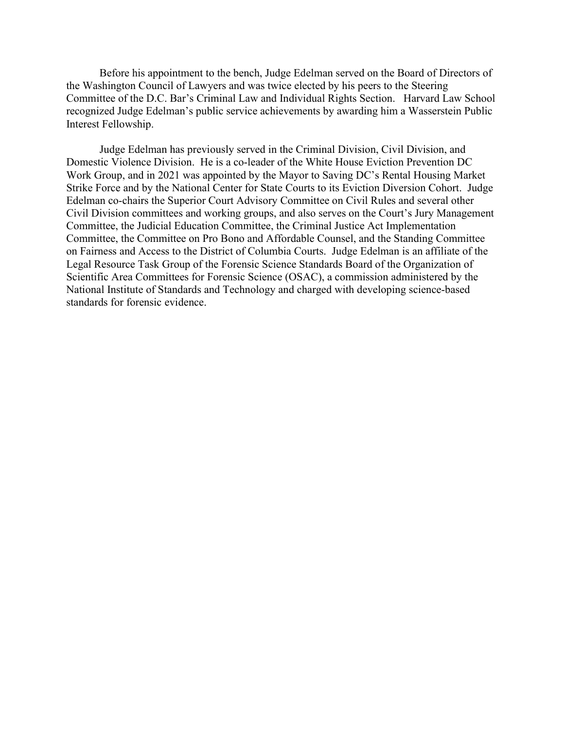Before his appointment to the bench, Judge Edelman served on the Board of Directors of the Washington Council of Lawyers and was twice elected by his peers to the Steering Committee of the D.C. Bar's Criminal Law and Individual Rights Section. Harvard Law School recognized Judge Edelman's public service achievements by awarding him a Wasserstein Public Interest Fellowship.

Judge Edelman has previously served in the Criminal Division, Civil Division, and Domestic Violence Division. He is a co-leader of the White House Eviction Prevention DC Work Group, and in 2021 was appointed by the Mayor to Saving DC's Rental Housing Market Strike Force and by the National Center for State Courts to its Eviction Diversion Cohort. Judge Edelman co-chairs the Superior Court Advisory Committee on Civil Rules and several other Civil Division committees and working groups, and also serves on the Court's Jury Management Committee, the Judicial Education Committee, the Criminal Justice Act Implementation Committee, the Committee on Pro Bono and Affordable Counsel, and the Standing Committee on Fairness and Access to the District of Columbia Courts. Judge Edelman is an affiliate of the Legal Resource Task Group of the Forensic Science Standards Board of the Organization of Scientific Area Committees for Forensic Science (OSAC), a commission administered by the National Institute of Standards and Technology and charged with developing science-based standards for forensic evidence.